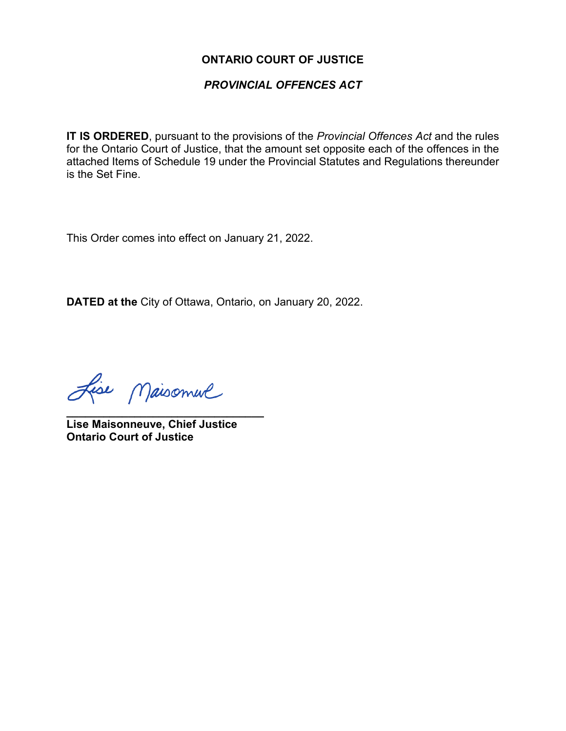**ONTARIO COURT OF JUSTICE**

***PROVINCIAL OFFENCES ACT***

**IT IS ORDERED**, pursuant to the provisions of the *Provincial Offences Act* and the rules for the Ontario Court of Justice, that the amount set opposite each of the offences in the attached Items of Schedule 19 under the Provincial Statutes and Regulations thereunder is the Set Fine.

This Order comes into effect on January 21, 2022.

**DATED at the** City of Ottawa, Ontario, on January 20, 2022.

Lise Maisonneuve

**Lise Maisonneuve, Chief Justice**
**Ontario Court of Justice**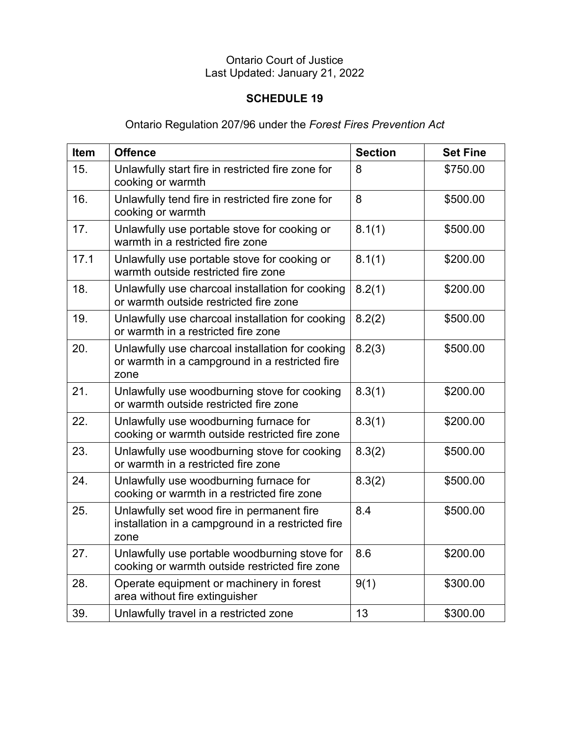Ontario Court of Justice
Last Updated: January 21, 2022

**SCHEDULE 19**

Ontario Regulation 207/96 under the *Forest Fires Prevention Act*

| Item | Offence | Section | Set Fine |
|---|---|---|---|
| 15. | Unlawfully start fire in restricted fire zone for cooking or warmth | 8 | $750.00 |
| 16. | Unlawfully tend fire in restricted fire zone for cooking or warmth | 8 | $500.00 |
| 17. | Unlawfully use portable stove for cooking or warmth in a restricted fire zone | 8.1(1) | $500.00 |
| 17.1 | Unlawfully use portable stove for cooking or warmth outside restricted fire zone | 8.1(1) | $200.00 |
| 18. | Unlawfully use charcoal installation for cooking or warmth outside restricted fire zone | 8.2(1) | $200.00 |
| 19. | Unlawfully use charcoal installation for cooking or warmth in a restricted fire zone | 8.2(2) | $500.00 |
| 20. | Unlawfully use charcoal installation for cooking or warmth in a campground in a restricted fire zone | 8.2(3) | $500.00 |
| 21. | Unlawfully use woodburning stove for cooking or warmth outside restricted fire zone | 8.3(1) | $200.00 |
| 22. | Unlawfully use woodburning furnace for cooking or warmth outside restricted fire zone | 8.3(1) | $200.00 |
| 23. | Unlawfully use woodburning stove for cooking or warmth in a restricted fire zone | 8.3(2) | $500.00 |
| 24. | Unlawfully use woodburning furnace for cooking or warmth in a restricted fire zone | 8.3(2) | $500.00 |
| 25. | Unlawfully set wood fire in permanent fire installation in a campground in a restricted fire zone | 8.4 | $500.00 |
| 27. | Unlawfully use portable woodburning stove for cooking or warmth outside restricted fire zone | 8.6 | $200.00 |
| 28. | Operate equipment or machinery in forest area without fire extinguisher | 9(1) | $300.00 |
| 39. | Unlawfully travel in a restricted zone | 13 | $300.00 |